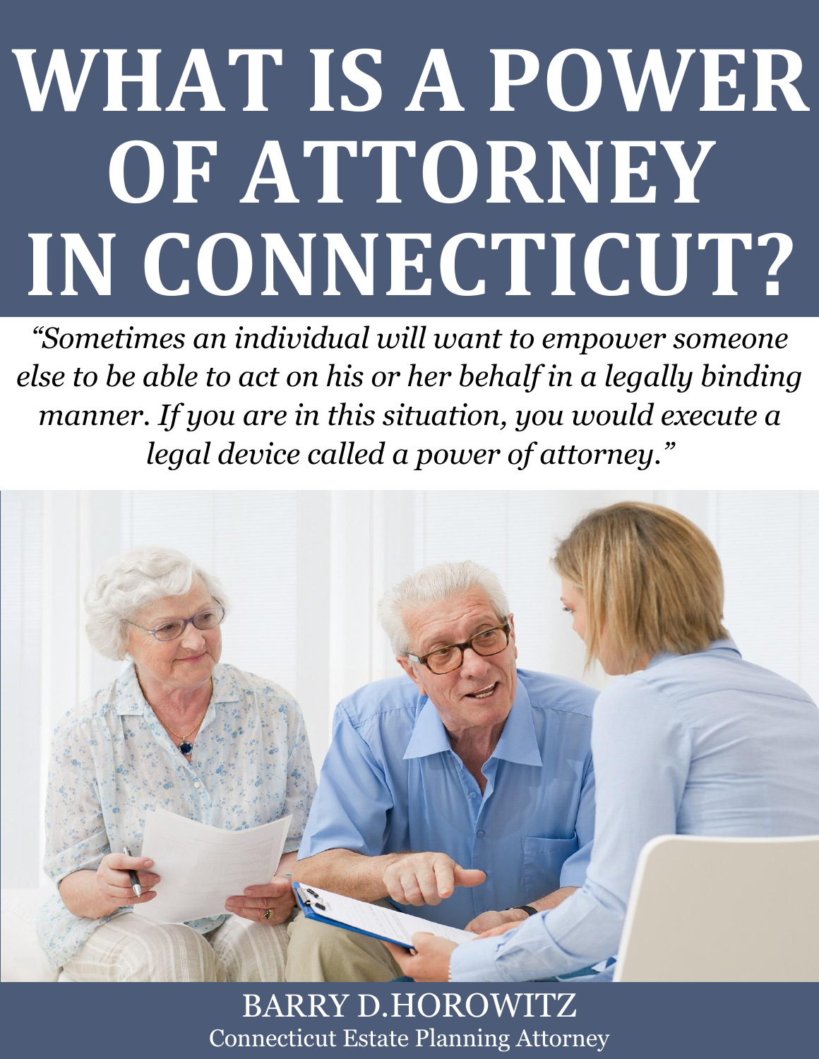# WHAT IS A POWER OF ATTORNEY IN CONNECTICUT?

*"Sometimes an individual will want to empower someone else to be able to act on his or her behalf in a legally binding manner. If you are in this situation, you would execute a legal device called a power of attorney."*

BARRY D.HOROWITZ
Connecticut Estate Planning Attorney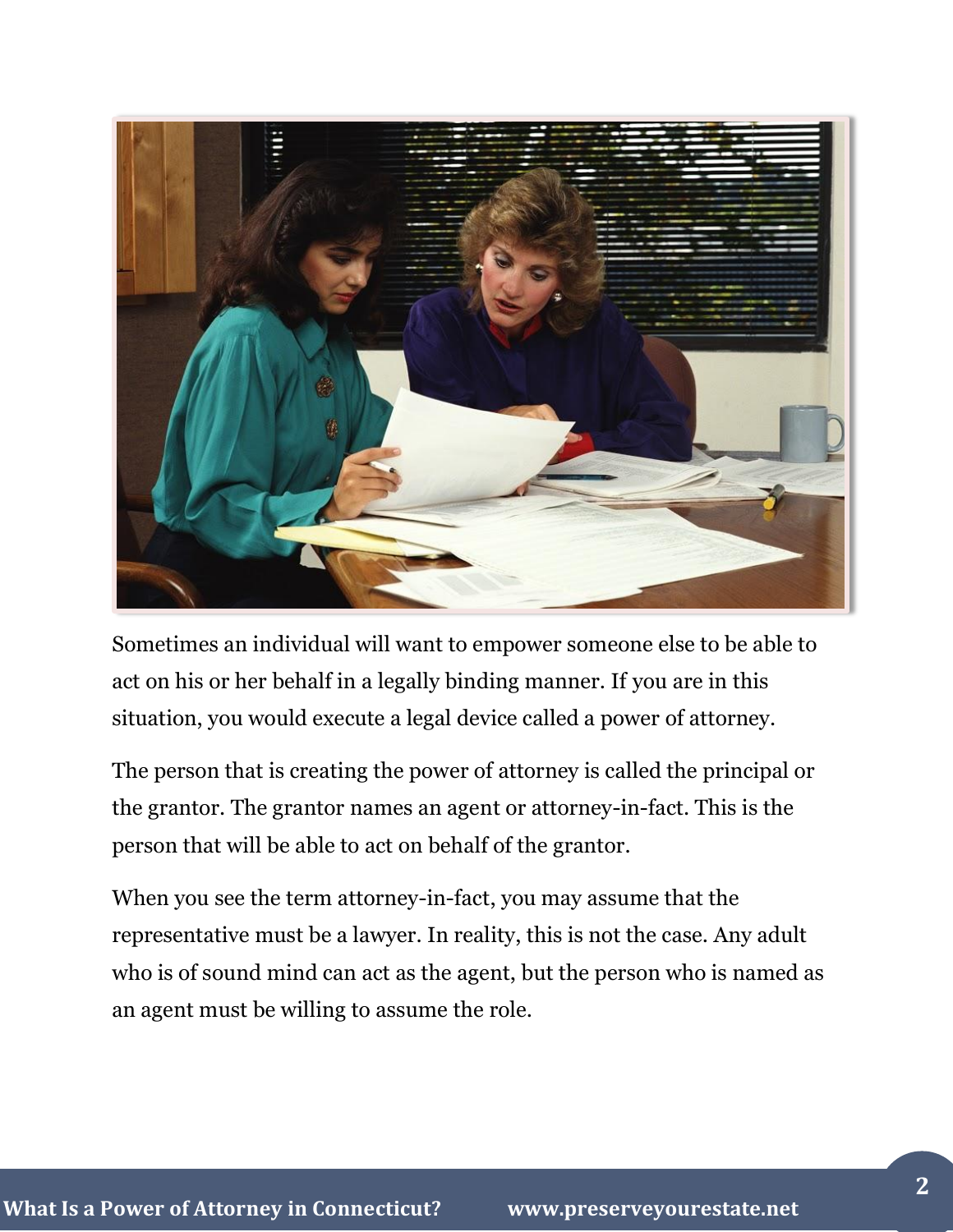Sometimes an individual will want to empower someone else to be able to act on his or her behalf in a legally binding manner. If you are in this situation, you would execute a legal device called a power of attorney.

The person that is creating the power of attorney is called the principal or the grantor. The grantor names an agent or attorney-in-fact. This is the person that will be able to act on behalf of the grantor.

When you see the term attorney-in-fact, you may assume that the representative must be a lawyer. In reality, this is not the case. Any adult who is of sound mind can act as the agent, but the person who is named as an agent must be willing to assume the role.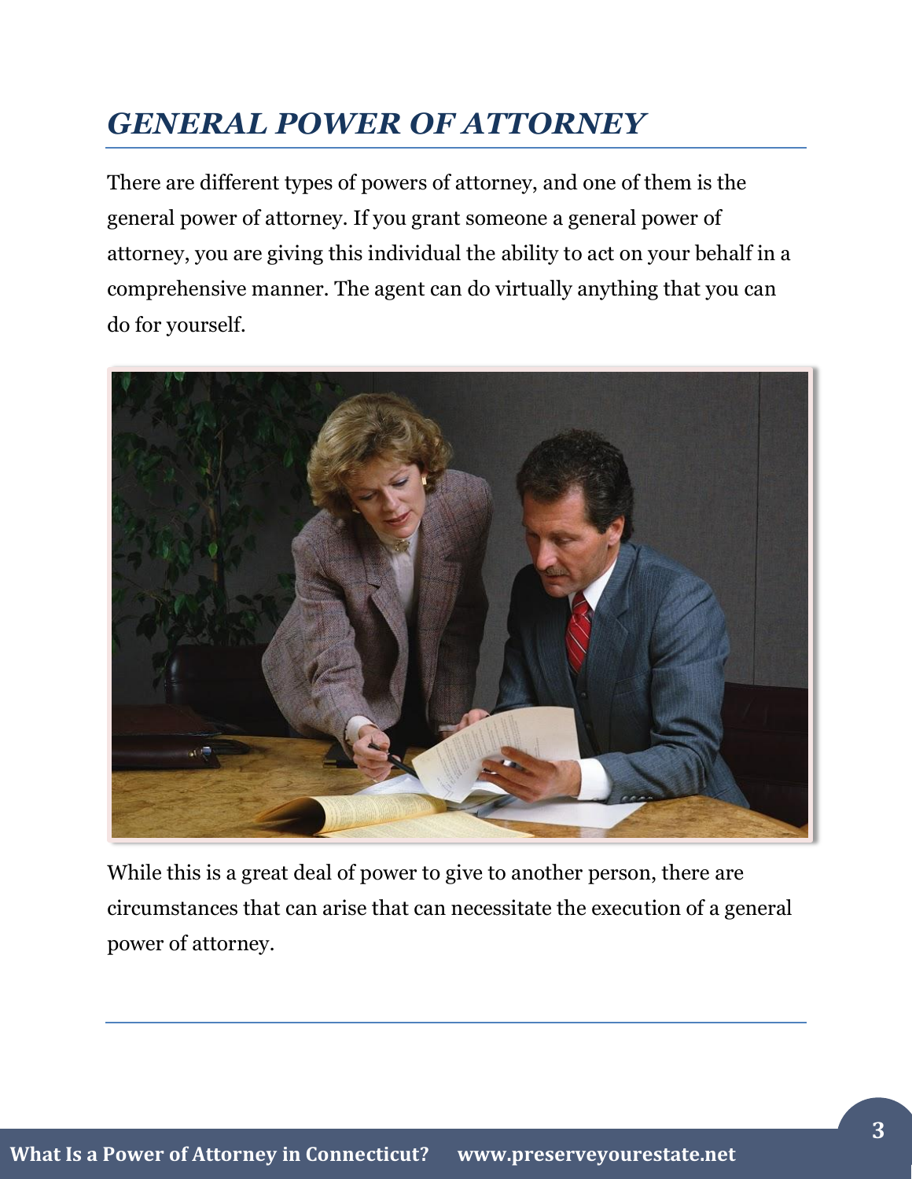# *GENERAL POWER OF ATTORNEY*

There are different types of powers of attorney, and one of them is the general power of attorney. If you grant someone a general power of attorney, you are giving this individual the ability to act on your behalf in a comprehensive manner. The agent can do virtually anything that you can do for yourself.

While this is a great deal of power to give to another person, there are circumstances that can arise that can necessitate the execution of a general power of attorney.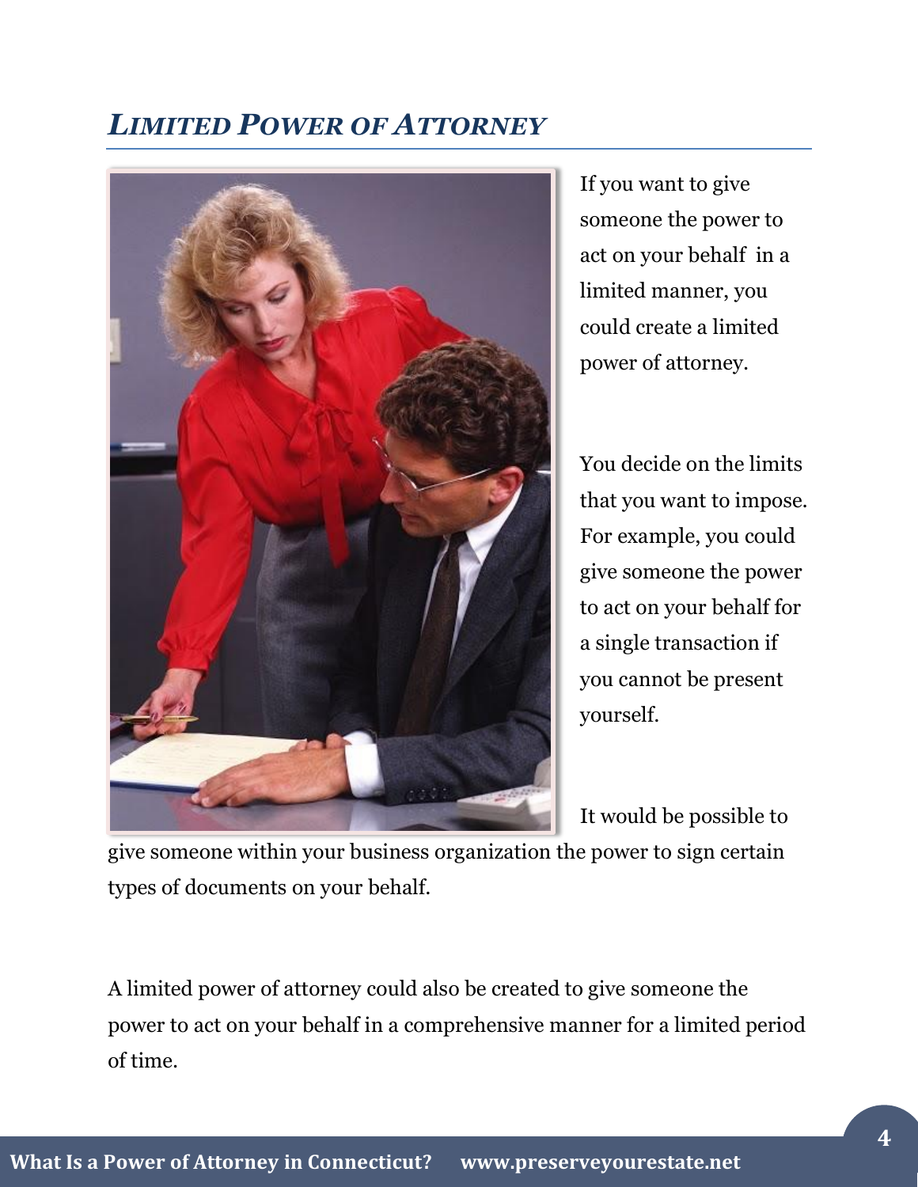## *LIMITED POWER OF ATTORNEY*

If you want to give someone the power to act on your behalf in a limited manner, you could create a limited power of attorney.

You decide on the limits that you want to impose. For example, you could give someone the power to act on your behalf for a single transaction if you cannot be present yourself.

It would be possible to give someone within your business organization the power to sign certain types of documents on your behalf.

A limited power of attorney could also be created to give someone the power to act on your behalf in a comprehensive manner for a limited period of time.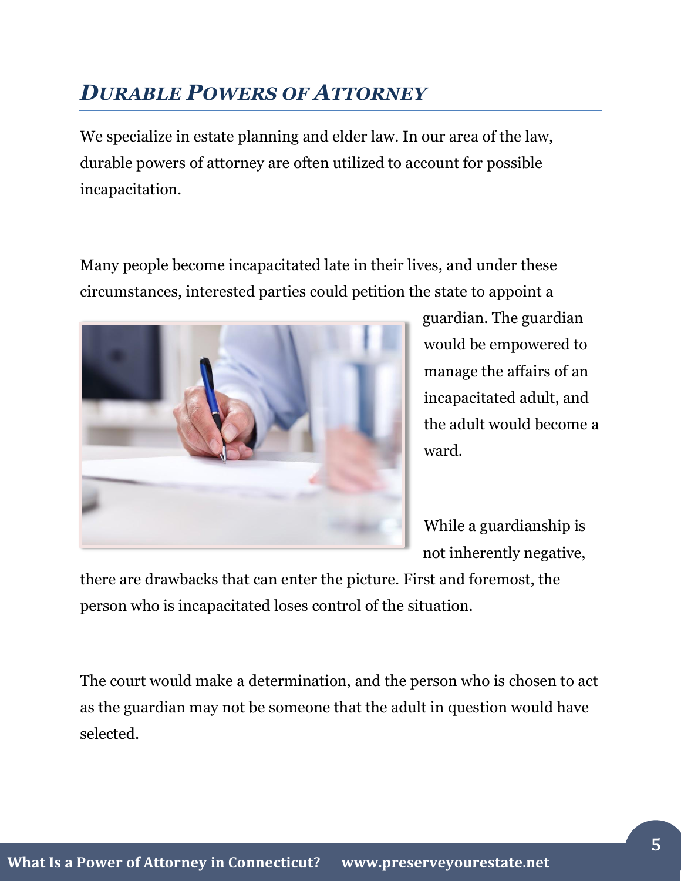## *Durable Powers of Attorney*

We specialize in estate planning and elder law. In our area of the law, durable powers of attorney are often utilized to account for possible incapacitation.

Many people become incapacitated late in their lives, and under these circumstances, interested parties could petition the state to appoint a guardian. The guardian would be empowered to manage the affairs of an incapacitated adult, and the adult would become a ward.

While a guardianship is not inherently negative, there are drawbacks that can enter the picture. First and foremost, the person who is incapacitated loses control of the situation.

The court would make a determination, and the person who is chosen to act as the guardian may not be someone that the adult in question would have selected.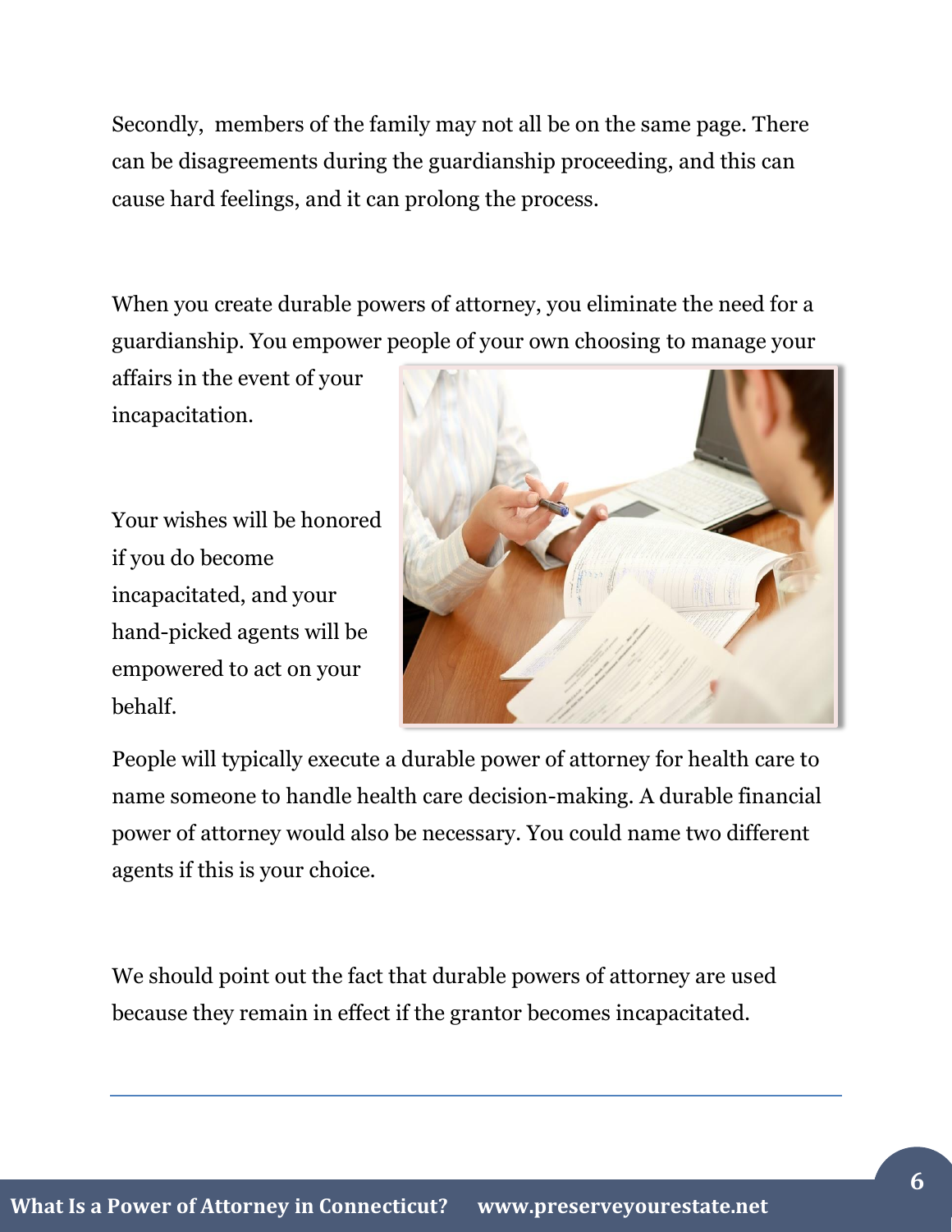Secondly, members of the family may not all be on the same page. There can be disagreements during the guardianship proceeding, and this can cause hard feelings, and it can prolong the process.

When you create durable powers of attorney, you eliminate the need for a guardianship. You empower people of your own choosing to manage your affairs in the event of your incapacitation.

Your wishes will be honored if you do become incapacitated, and your hand-picked agents will be empowered to act on your behalf.

People will typically execute a durable power of attorney for health care to name someone to handle health care decision-making. A durable financial power of attorney would also be necessary. You could name two different agents if this is your choice.

We should point out the fact that durable powers of attorney are used because they remain in effect if the grantor becomes incapacitated.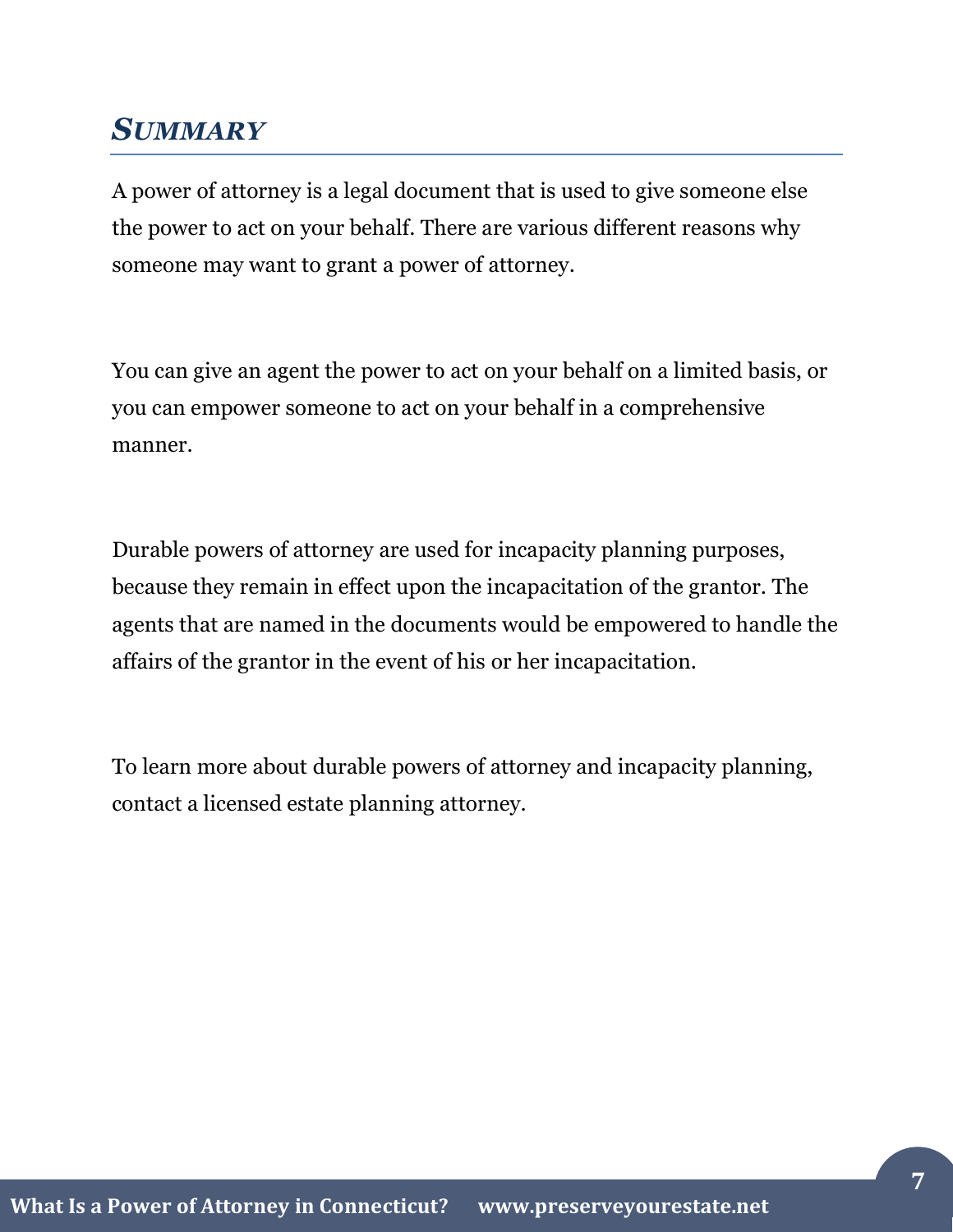## *SUMMARY*

A power of attorney is a legal document that is used to give someone else the power to act on your behalf. There are various different reasons why someone may want to grant a power of attorney.

You can give an agent the power to act on your behalf on a limited basis, or you can empower someone to act on your behalf in a comprehensive manner.

Durable powers of attorney are used for incapacity planning purposes, because they remain in effect upon the incapacitation of the grantor. The agents that are named in the documents would be empowered to handle the affairs of the grantor in the event of his or her incapacitation.

To learn more about durable powers of attorney and incapacity planning, contact a licensed estate planning attorney.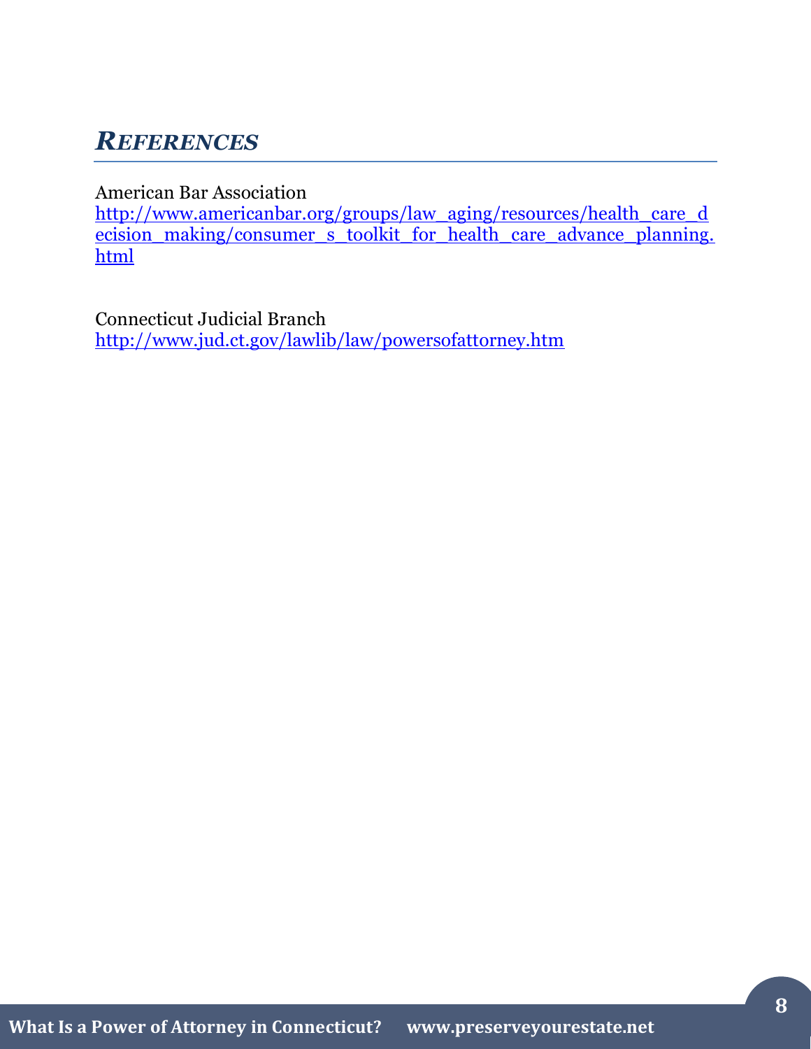## *REFERENCES*

American Bar Association
http://www.americanbar.org/groups/law_aging/resources/health_care_decision_making/consumer_s_toolkit_for_health_care_advance_planning.html

Connecticut Judicial Branch
http://www.jud.ct.gov/lawlib/law/powersofattorney.htm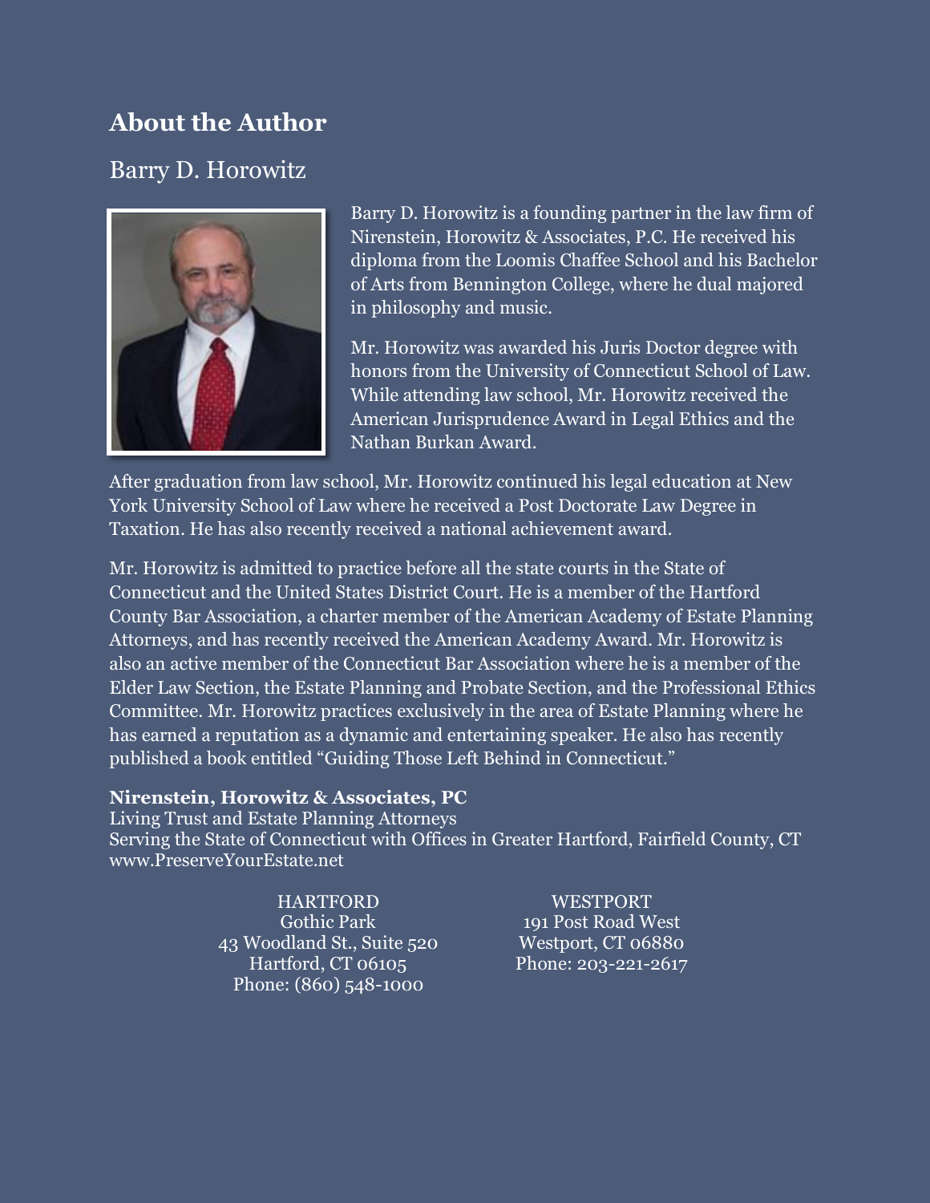## About the Author

### Barry D. Horowitz

Barry D. Horowitz is a founding partner in the law firm of Nirenstein, Horowitz & Associates, P.C. He received his diploma from the Loomis Chaffee School and his Bachelor of Arts from Bennington College, where he dual majored in philosophy and music.

Mr. Horowitz was awarded his Juris Doctor degree with honors from the University of Connecticut School of Law. While attending law school, Mr. Horowitz received the American Jurisprudence Award in Legal Ethics and the Nathan Burkan Award.

After graduation from law school, Mr. Horowitz continued his legal education at New York University School of Law where he received a Post Doctorate Law Degree in Taxation. He has also recently received a national achievement award.

Mr. Horowitz is admitted to practice before all the state courts in the State of Connecticut and the United States District Court. He is a member of the Hartford County Bar Association, a charter member of the American Academy of Estate Planning Attorneys, and has recently received the American Academy Award. Mr. Horowitz is also an active member of the Connecticut Bar Association where he is a member of the Elder Law Section, the Estate Planning and Probate Section, and the Professional Ethics Committee. Mr. Horowitz practices exclusively in the area of Estate Planning where he has earned a reputation as a dynamic and entertaining speaker. He also has recently published a book entitled "Guiding Those Left Behind in Connecticut."

**Nirenstein, Horowitz & Associates, PC**
Living Trust and Estate Planning Attorneys
Serving the State of Connecticut with Offices in Greater Hartford, Fairfield County, CT
www.PreserveYourEstate.net

HARTFORD
Gothic Park
43 Woodland St., Suite 520
Hartford, CT 06105
Phone: (860) 548-1000

WESTPORT
191 Post Road West
Westport, CT 06880
Phone: 203-221-2617